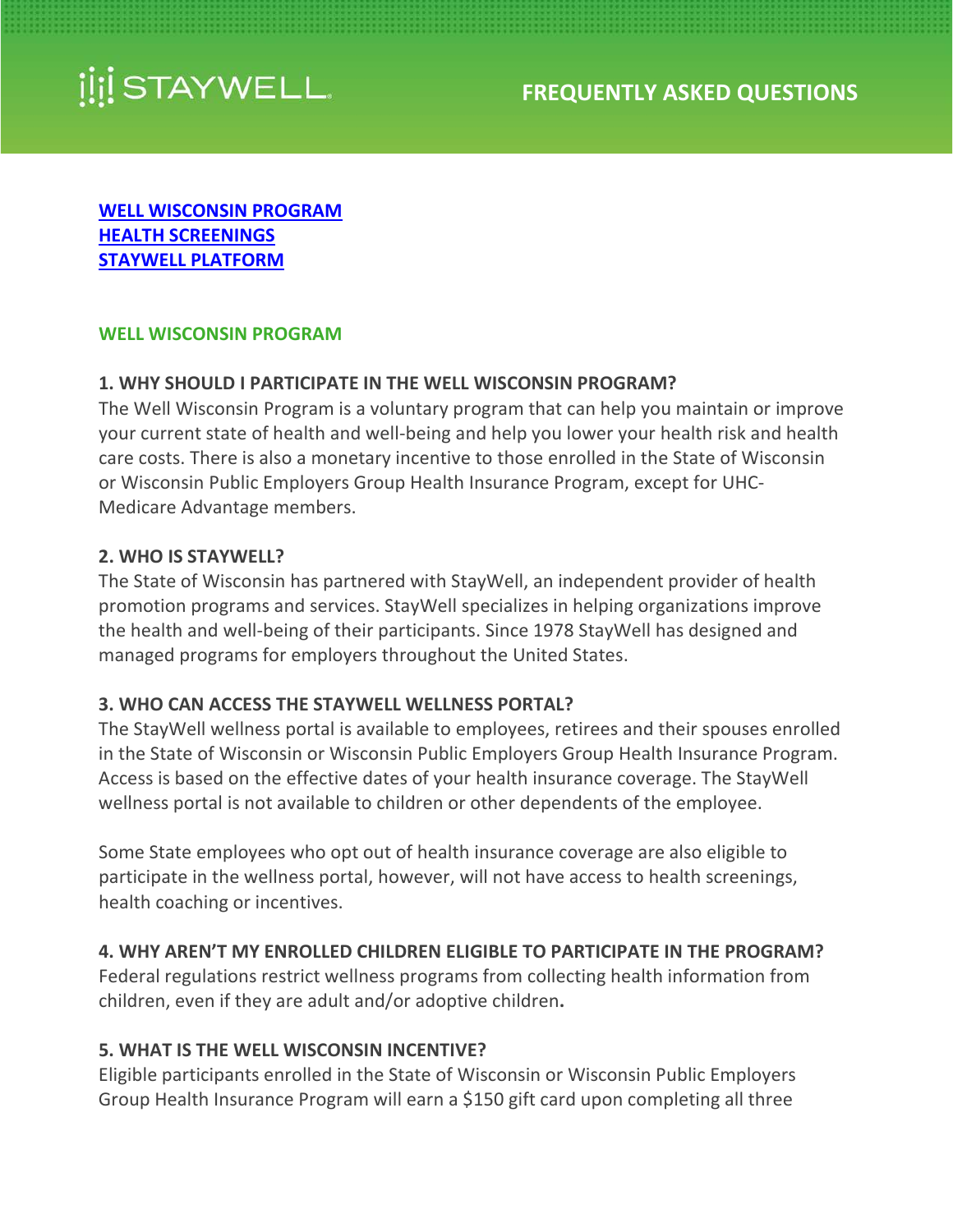STAYWELL

# FREQUENTLY ASKED QUESTIONS

[WELL WISCONSIN PROGRAM](#well-wisconsin-program)
[HEALTH SCREENINGS](#health-screenings)
[STAYWELL PLATFORM](#staywell-platform)

## WELL WISCONSIN PROGRAM

### 1. WHY SHOULD I PARTICIPATE IN THE WELL WISCONSIN PROGRAM?

The Well Wisconsin Program is a voluntary program that can help you maintain or improve your current state of health and well-being and help you lower your health risk and health care costs. There is also a monetary incentive to those enrolled in the State of Wisconsin or Wisconsin Public Employers Group Health Insurance Program, except for UHC-Medicare Advantage members.

### 2. WHO IS STAYWELL?

The State of Wisconsin has partnered with StayWell, an independent provider of health promotion programs and services. StayWell specializes in helping organizations improve the health and well-being of their participants. Since 1978 StayWell has designed and managed programs for employers throughout the United States.

### 3. WHO CAN ACCESS THE STAYWELL WELLNESS PORTAL?

The StayWell wellness portal is available to employees, retirees and their spouses enrolled in the State of Wisconsin or Wisconsin Public Employers Group Health Insurance Program. Access is based on the effective dates of your health insurance coverage. The StayWell wellness portal is not available to children or other dependents of the employee.

Some State employees who opt out of health insurance coverage are also eligible to participate in the wellness portal, however, will not have access to health screenings, health coaching or incentives.

### 4. WHY AREN'T MY ENROLLED CHILDREN ELIGIBLE TO PARTICIPATE IN THE PROGRAM?

Federal regulations restrict wellness programs from collecting health information from children, even if they are adult and/or adoptive children**.**

### 5. WHAT IS THE WELL WISCONSIN INCENTIVE?

Eligible participants enrolled in the State of Wisconsin or Wisconsin Public Employers Group Health Insurance Program will earn a $150 gift card upon completing all three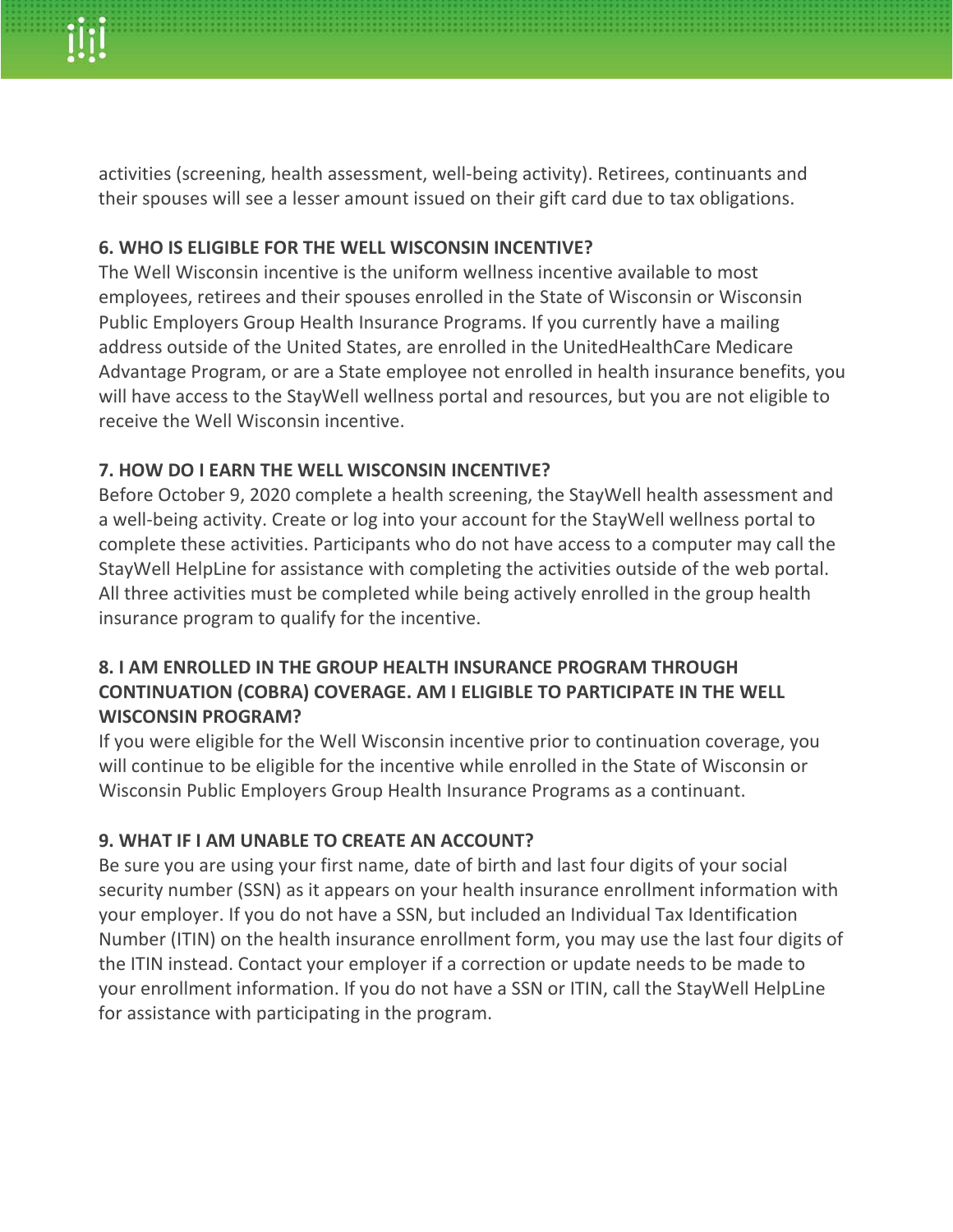activities (screening, health assessment, well-being activity). Retirees, continuants and their spouses will see a lesser amount issued on their gift card due to tax obligations.

**6. WHO IS ELIGIBLE FOR THE WELL WISCONSIN INCENTIVE?**

The Well Wisconsin incentive is the uniform wellness incentive available to most employees, retirees and their spouses enrolled in the State of Wisconsin or Wisconsin Public Employers Group Health Insurance Programs. If you currently have a mailing address outside of the United States, are enrolled in the UnitedHealthCare Medicare Advantage Program, or are a State employee not enrolled in health insurance benefits, you will have access to the StayWell wellness portal and resources, but you are not eligible to receive the Well Wisconsin incentive.

**7. HOW DO I EARN THE WELL WISCONSIN INCENTIVE?**

Before October 9, 2020 complete a health screening, the StayWell health assessment and a well-being activity. Create or log into your account for the StayWell wellness portal to complete these activities. Participants who do not have access to a computer may call the StayWell HelpLine for assistance with completing the activities outside of the web portal. All three activities must be completed while being actively enrolled in the group health insurance program to qualify for the incentive.

**8. I AM ENROLLED IN THE GROUP HEALTH INSURANCE PROGRAM THROUGH CONTINUATION (COBRA) COVERAGE. AM I ELIGIBLE TO PARTICIPATE IN THE WELL WISCONSIN PROGRAM?**

If you were eligible for the Well Wisconsin incentive prior to continuation coverage, you will continue to be eligible for the incentive while enrolled in the State of Wisconsin or Wisconsin Public Employers Group Health Insurance Programs as a continuant.

**9. WHAT IF I AM UNABLE TO CREATE AN ACCOUNT?**

Be sure you are using your first name, date of birth and last four digits of your social security number (SSN) as it appears on your health insurance enrollment information with your employer. If you do not have a SSN, but included an Individual Tax Identification Number (ITIN) on the health insurance enrollment form, you may use the last four digits of the ITIN instead. Contact your employer if a correction or update needs to be made to your enrollment information. If you do not have a SSN or ITIN, call the StayWell HelpLine for assistance with participating in the program.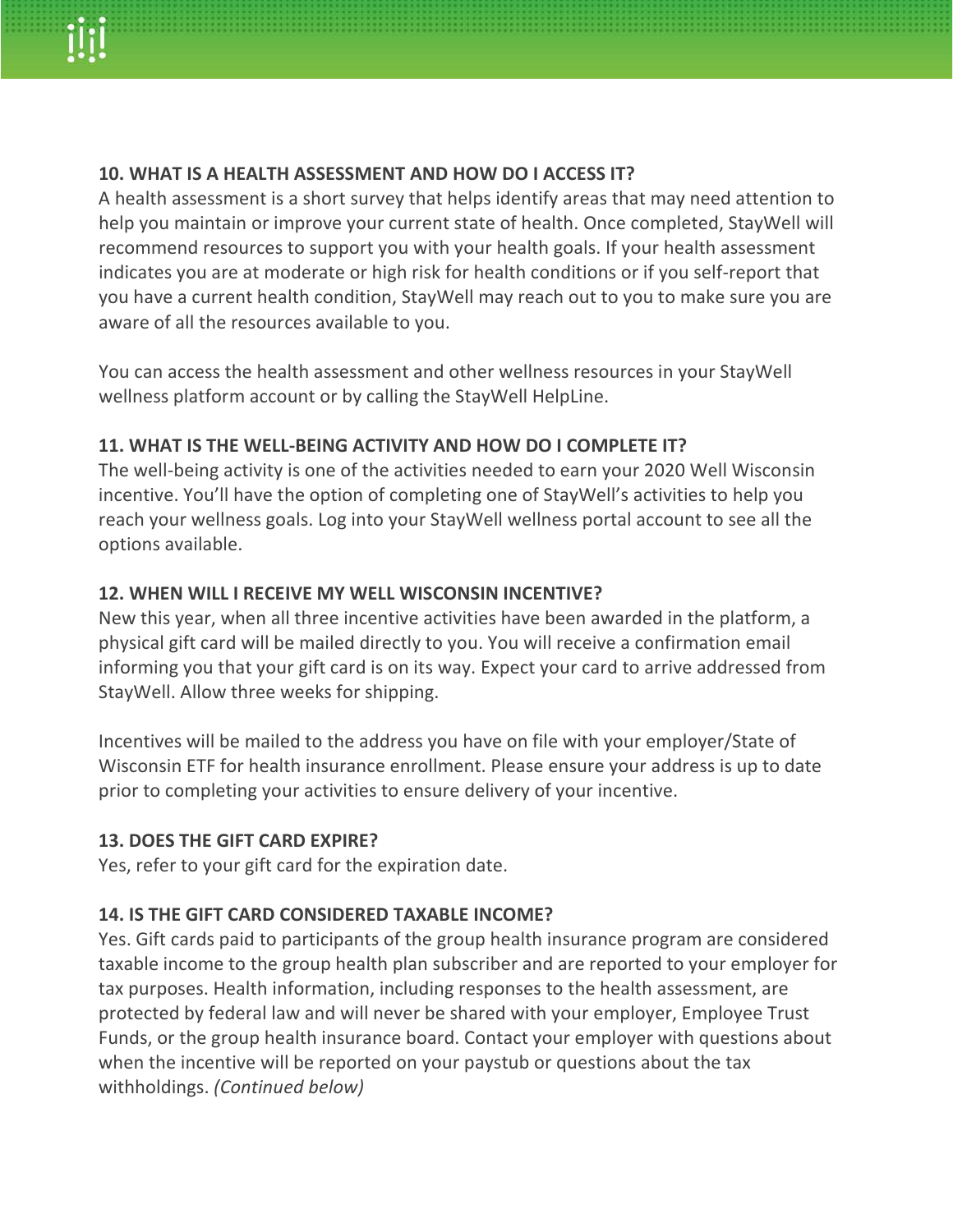### 10. WHAT IS A HEALTH ASSESSMENT AND HOW DO I ACCESS IT?

A health assessment is a short survey that helps identify areas that may need attention to help you maintain or improve your current state of health. Once completed, StayWell will recommend resources to support you with your health goals. If your health assessment indicates you are at moderate or high risk for health conditions or if you self-report that you have a current health condition, StayWell may reach out to you to make sure you are aware of all the resources available to you.

You can access the health assessment and other wellness resources in your StayWell wellness platform account or by calling the StayWell HelpLine.

### 11. WHAT IS THE WELL-BEING ACTIVITY AND HOW DO I COMPLETE IT?

The well-being activity is one of the activities needed to earn your 2020 Well Wisconsin incentive. You'll have the option of completing one of StayWell's activities to help you reach your wellness goals. Log into your StayWell wellness portal account to see all the options available.

### 12. WHEN WILL I RECEIVE MY WELL WISCONSIN INCENTIVE?

New this year, when all three incentive activities have been awarded in the platform, a physical gift card will be mailed directly to you. You will receive a confirmation email informing you that your gift card is on its way. Expect your card to arrive addressed from StayWell. Allow three weeks for shipping.

Incentives will be mailed to the address you have on file with your employer/State of Wisconsin ETF for health insurance enrollment. Please ensure your address is up to date prior to completing your activities to ensure delivery of your incentive.

### 13. DOES THE GIFT CARD EXPIRE?

Yes, refer to your gift card for the expiration date.

### 14. IS THE GIFT CARD CONSIDERED TAXABLE INCOME?

Yes. Gift cards paid to participants of the group health insurance program are considered taxable income to the group health plan subscriber and are reported to your employer for tax purposes. Health information, including responses to the health assessment, are protected by federal law and will never be shared with your employer, Employee Trust Funds, or the group health insurance board. Contact your employer with questions about when the incentive will be reported on your paystub or questions about the tax withholdings. *(Continued below)*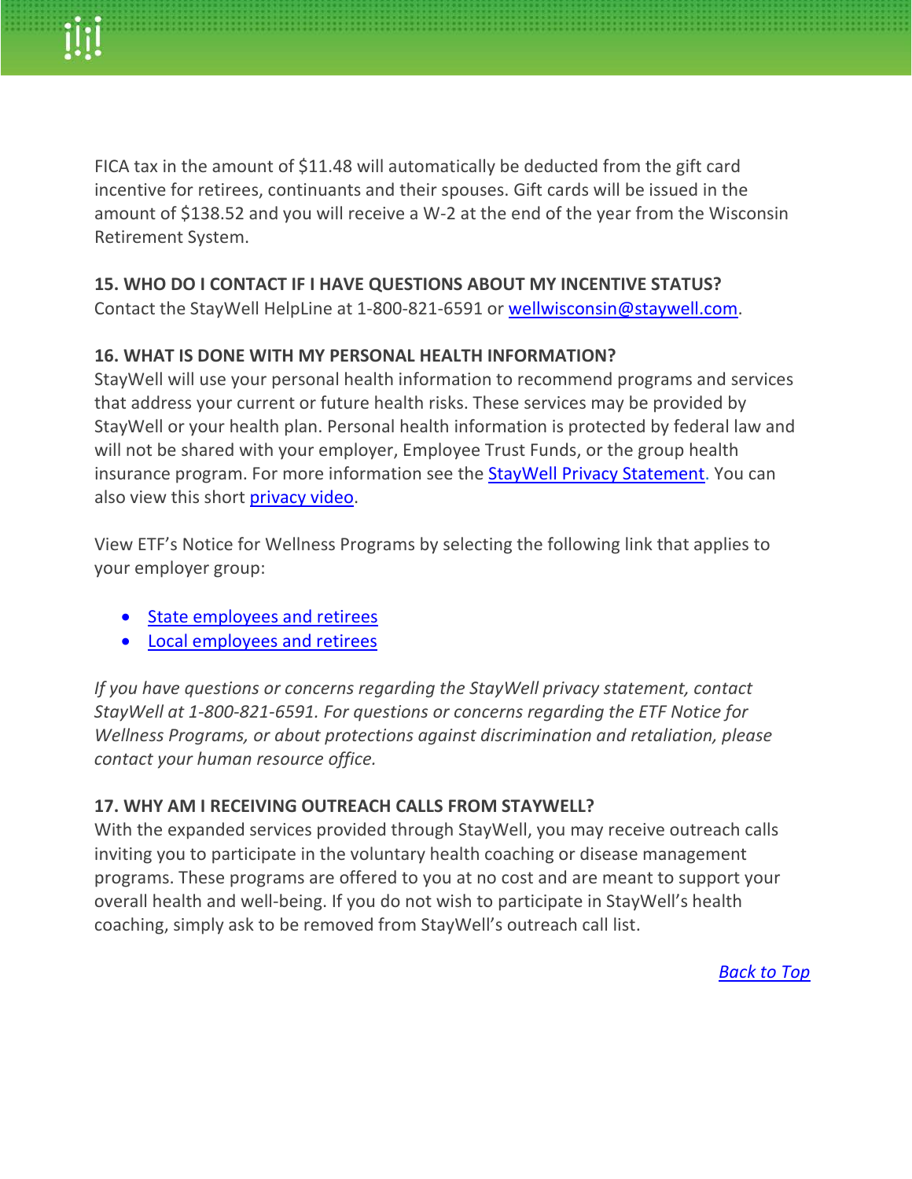FICA tax in the amount of $11.48 will automatically be deducted from the gift card incentive for retirees, continuants and their spouses. Gift cards will be issued in the amount of $138.52 and you will receive a W-2 at the end of the year from the Wisconsin Retirement System.

**15. WHO DO I CONTACT IF I HAVE QUESTIONS ABOUT MY INCENTIVE STATUS?**

Contact the StayWell HelpLine at 1-800-821-6591 or wellwisconsin@staywell.com.

**16. WHAT IS DONE WITH MY PERSONAL HEALTH INFORMATION?**

StayWell will use your personal health information to recommend programs and services that address your current or future health risks. These services may be provided by StayWell or your health plan. Personal health information is protected by federal law and will not be shared with your employer, Employee Trust Funds, or the group health insurance program. For more information see the StayWell Privacy Statement. You can also view this short privacy video.

View ETF's Notice for Wellness Programs by selecting the following link that applies to your employer group:

- State employees and retirees
- Local employees and retirees

*If you have questions or concerns regarding the StayWell privacy statement, contact StayWell at 1-800-821-6591. For questions or concerns regarding the ETF Notice for Wellness Programs, or about protections against discrimination and retaliation, please contact your human resource office.*

**17. WHY AM I RECEIVING OUTREACH CALLS FROM STAYWELL?**

With the expanded services provided through StayWell, you may receive outreach calls inviting you to participate in the voluntary health coaching or disease management programs. These programs are offered to you at no cost and are meant to support your overall health and well-being. If you do not wish to participate in StayWell's health coaching, simply ask to be removed from StayWell's outreach call list.

*Back to Top*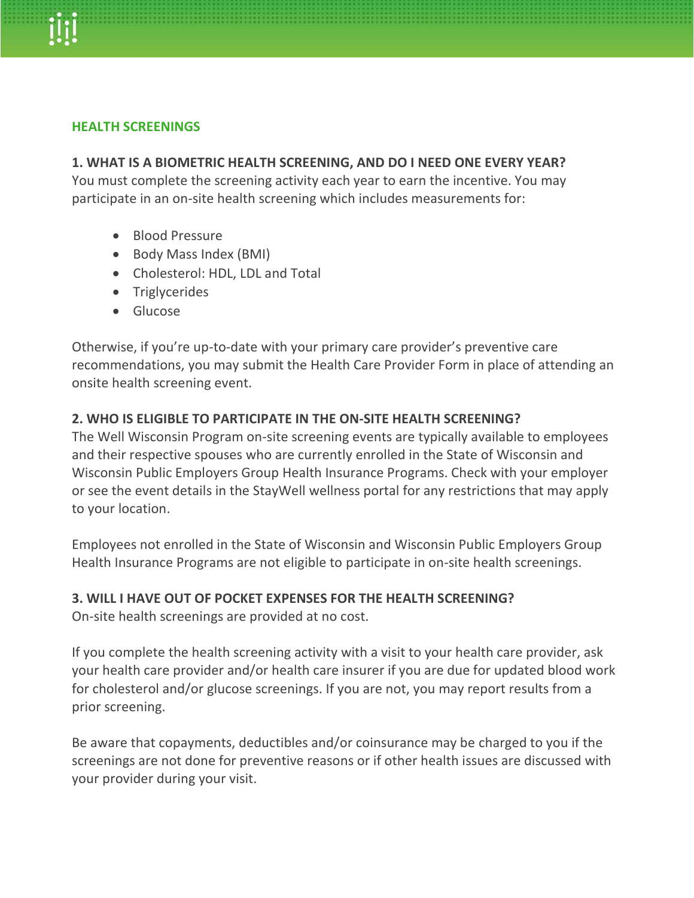## HEALTH SCREENINGS

### 1. WHAT IS A BIOMETRIC HEALTH SCREENING, AND DO I NEED ONE EVERY YEAR?

You must complete the screening activity each year to earn the incentive. You may participate in an on-site health screening which includes measurements for:

- Blood Pressure
- Body Mass Index (BMI)
- Cholesterol: HDL, LDL and Total
- Triglycerides
- Glucose

Otherwise, if you're up-to-date with your primary care provider's preventive care recommendations, you may submit the Health Care Provider Form in place of attending an onsite health screening event.

### 2. WHO IS ELIGIBLE TO PARTICIPATE IN THE ON-SITE HEALTH SCREENING?

The Well Wisconsin Program on-site screening events are typically available to employees and their respective spouses who are currently enrolled in the State of Wisconsin and Wisconsin Public Employers Group Health Insurance Programs. Check with your employer or see the event details in the StayWell wellness portal for any restrictions that may apply to your location.

Employees not enrolled in the State of Wisconsin and Wisconsin Public Employers Group Health Insurance Programs are not eligible to participate in on-site health screenings.

### 3. WILL I HAVE OUT OF POCKET EXPENSES FOR THE HEALTH SCREENING?

On-site health screenings are provided at no cost.

If you complete the health screening activity with a visit to your health care provider, ask your health care provider and/or health care insurer if you are due for updated blood work for cholesterol and/or glucose screenings. If you are not, you may report results from a prior screening.

Be aware that copayments, deductibles and/or coinsurance may be charged to you if the screenings are not done for preventive reasons or if other health issues are discussed with your provider during your visit.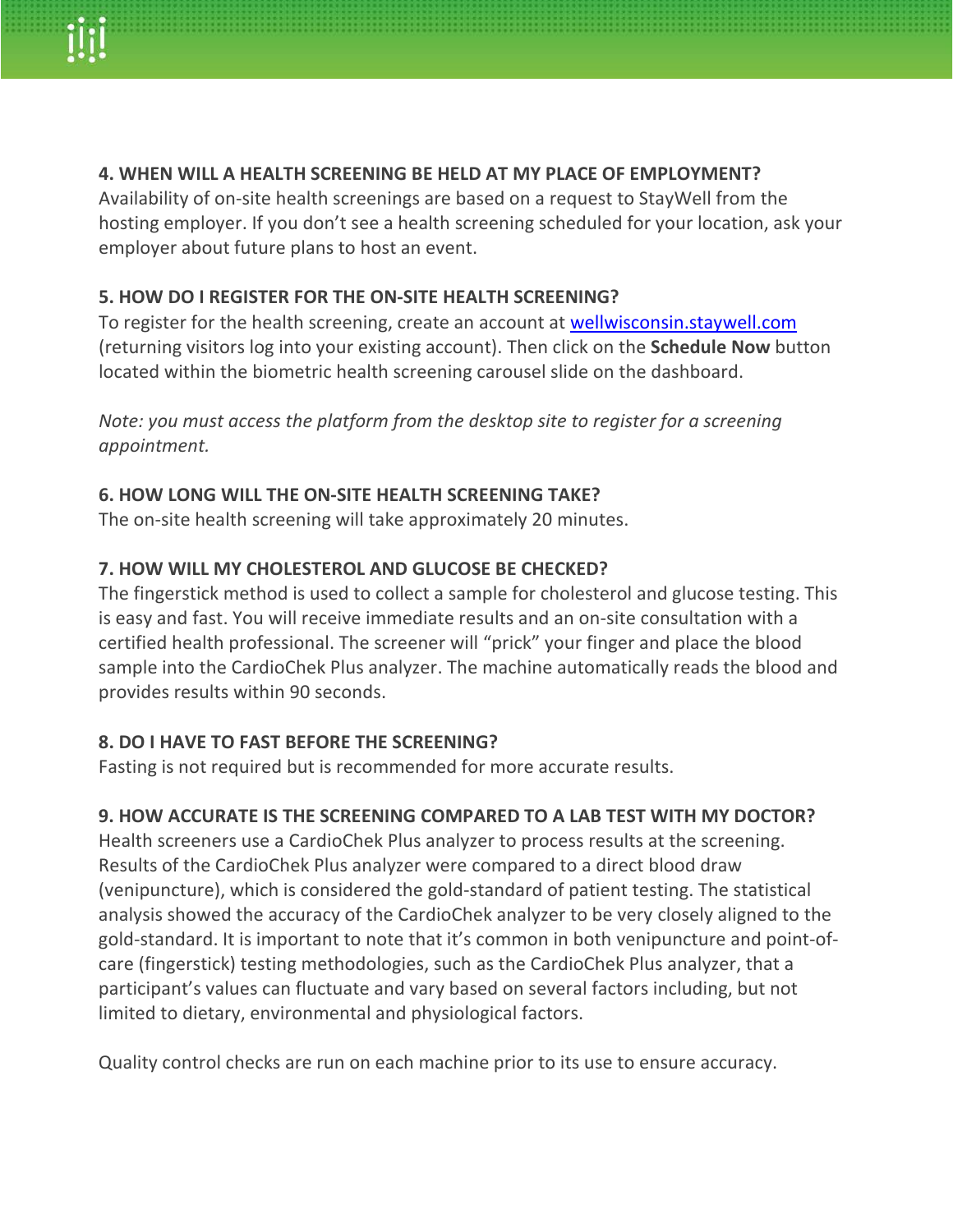**4. WHEN WILL A HEALTH SCREENING BE HELD AT MY PLACE OF EMPLOYMENT?**

Availability of on-site health screenings are based on a request to StayWell from the hosting employer. If you don't see a health screening scheduled for your location, ask your employer about future plans to host an event.

**5. HOW DO I REGISTER FOR THE ON-SITE HEALTH SCREENING?**

To register for the health screening, create an account at [wellwisconsin.staywell.com](wellwisconsin.staywell.com) (returning visitors log into your existing account). Then click on the **Schedule Now** button located within the biometric health screening carousel slide on the dashboard.

*Note: you must access the platform from the desktop site to register for a screening appointment.*

**6. HOW LONG WILL THE ON-SITE HEALTH SCREENING TAKE?**

The on-site health screening will take approximately 20 minutes.

**7. HOW WILL MY CHOLESTEROL AND GLUCOSE BE CHECKED?**

The fingerstick method is used to collect a sample for cholesterol and glucose testing. This is easy and fast. You will receive immediate results and an on-site consultation with a certified health professional. The screener will "prick" your finger and place the blood sample into the CardioChek Plus analyzer. The machine automatically reads the blood and provides results within 90 seconds.

**8. DO I HAVE TO FAST BEFORE THE SCREENING?**

Fasting is not required but is recommended for more accurate results.

**9. HOW ACCURATE IS THE SCREENING COMPARED TO A LAB TEST WITH MY DOCTOR?**

Health screeners use a CardioChek Plus analyzer to process results at the screening. Results of the CardioChek Plus analyzer were compared to a direct blood draw (venipuncture), which is considered the gold-standard of patient testing. The statistical analysis showed the accuracy of the CardioChek analyzer to be very closely aligned to the gold-standard. It is important to note that it's common in both venipuncture and point-of-care (fingerstick) testing methodologies, such as the CardioChek Plus analyzer, that a participant's values can fluctuate and vary based on several factors including, but not limited to dietary, environmental and physiological factors.

Quality control checks are run on each machine prior to its use to ensure accuracy.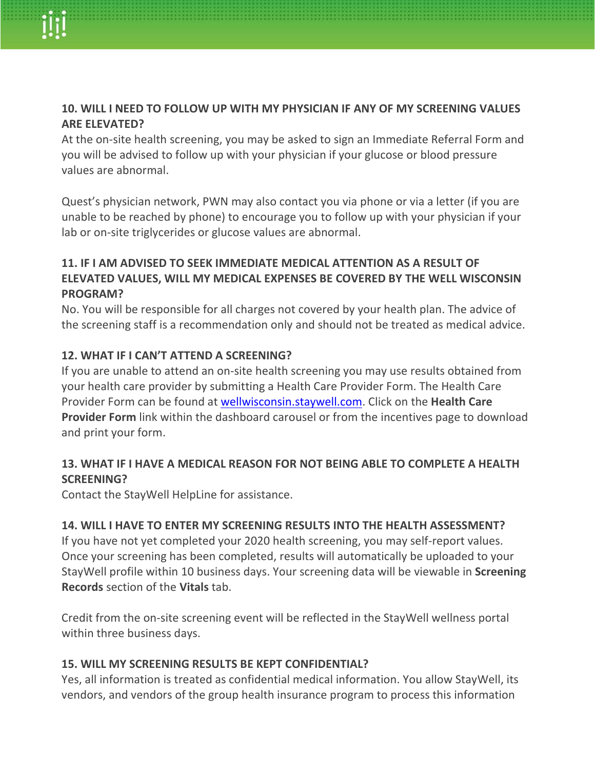### 10. WILL I NEED TO FOLLOW UP WITH MY PHYSICIAN IF ANY OF MY SCREENING VALUES ARE ELEVATED?

At the on-site health screening, you may be asked to sign an Immediate Referral Form and you will be advised to follow up with your physician if your glucose or blood pressure values are abnormal.

Quest's physician network, PWN may also contact you via phone or via a letter (if you are unable to be reached by phone) to encourage you to follow up with your physician if your lab or on-site triglycerides or glucose values are abnormal.

### 11. IF I AM ADVISED TO SEEK IMMEDIATE MEDICAL ATTENTION AS A RESULT OF ELEVATED VALUES, WILL MY MEDICAL EXPENSES BE COVERED BY THE WELL WISCONSIN PROGRAM?

No. You will be responsible for all charges not covered by your health plan. The advice of the screening staff is a recommendation only and should not be treated as medical advice.

### 12. WHAT IF I CAN'T ATTEND A SCREENING?

If you are unable to attend an on-site health screening you may use results obtained from your health care provider by submitting a Health Care Provider Form. The Health Care Provider Form can be found at wellwisconsin.staywell.com. Click on the **Health Care Provider Form** link within the dashboard carousel or from the incentives page to download and print your form.

### 13. WHAT IF I HAVE A MEDICAL REASON FOR NOT BEING ABLE TO COMPLETE A HEALTH SCREENING?

Contact the StayWell HelpLine for assistance.

### 14. WILL I HAVE TO ENTER MY SCREENING RESULTS INTO THE HEALTH ASSESSMENT?

If you have not yet completed your 2020 health screening, you may self-report values. Once your screening has been completed, results will automatically be uploaded to your StayWell profile within 10 business days. Your screening data will be viewable in **Screening Records** section of the **Vitals** tab.

Credit from the on-site screening event will be reflected in the StayWell wellness portal within three business days.

### 15. WILL MY SCREENING RESULTS BE KEPT CONFIDENTIAL?

Yes, all information is treated as confidential medical information. You allow StayWell, its vendors, and vendors of the group health insurance program to process this information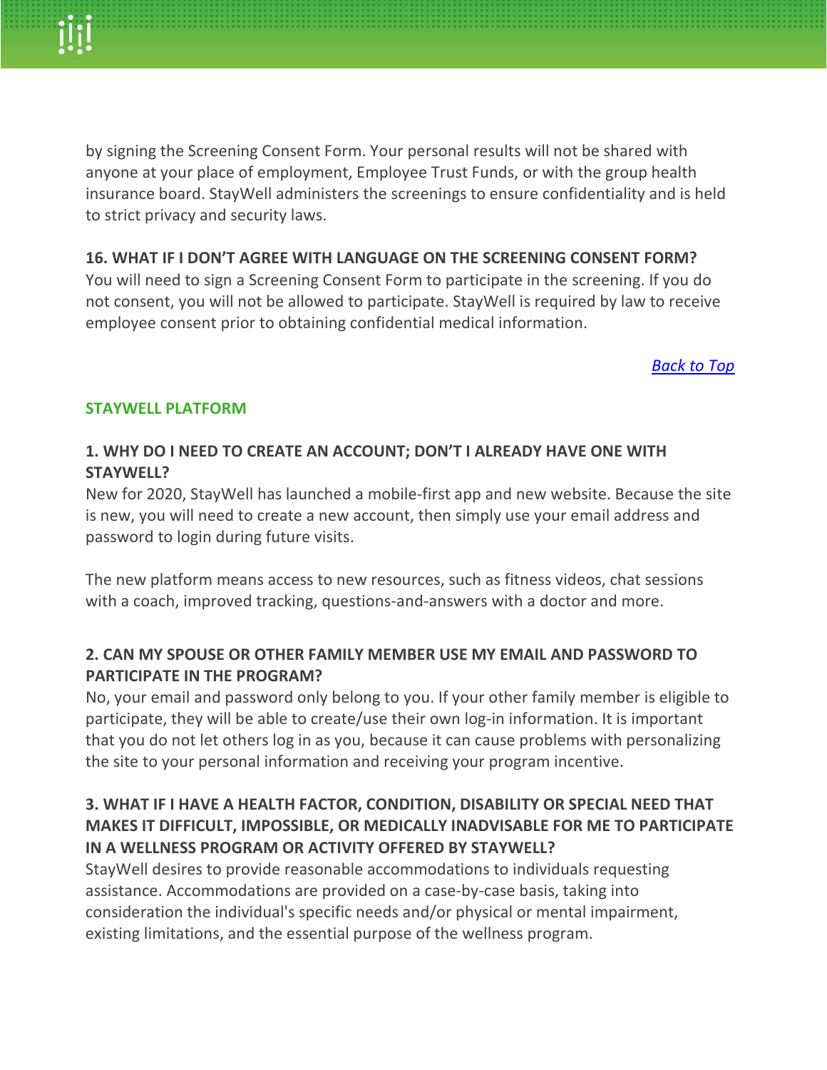by signing the Screening Consent Form. Your personal results will not be shared with anyone at your place of employment, Employee Trust Funds, or with the group health insurance board. StayWell administers the screenings to ensure confidentiality and is held to strict privacy and security laws.

### 16. WHAT IF I DON'T AGREE WITH LANGUAGE ON THE SCREENING CONSENT FORM?

You will need to sign a Screening Consent Form to participate in the screening. If you do not consent, you will not be allowed to participate. StayWell is required by law to receive employee consent prior to obtaining confidential medical information.

*Back to Top*

## STAYWELL PLATFORM

### 1. WHY DO I NEED TO CREATE AN ACCOUNT; DON'T I ALREADY HAVE ONE WITH STAYWELL?

New for 2020, StayWell has launched a mobile-first app and new website. Because the site is new, you will need to create a new account, then simply use your email address and password to login during future visits.

The new platform means access to new resources, such as fitness videos, chat sessions with a coach, improved tracking, questions-and-answers with a doctor and more.

### 2. CAN MY SPOUSE OR OTHER FAMILY MEMBER USE MY EMAIL AND PASSWORD TO PARTICIPATE IN THE PROGRAM?

No, your email and password only belong to you. If your other family member is eligible to participate, they will be able to create/use their own log-in information. It is important that you do not let others log in as you, because it can cause problems with personalizing the site to your personal information and receiving your program incentive.

### 3. WHAT IF I HAVE A HEALTH FACTOR, CONDITION, DISABILITY OR SPECIAL NEED THAT MAKES IT DIFFICULT, IMPOSSIBLE, OR MEDICALLY INADVISABLE FOR ME TO PARTICIPATE IN A WELLNESS PROGRAM OR ACTIVITY OFFERED BY STAYWELL?

StayWell desires to provide reasonable accommodations to individuals requesting assistance. Accommodations are provided on a case-by-case basis, taking into consideration the individual's specific needs and/or physical or mental impairment, existing limitations, and the essential purpose of the wellness program.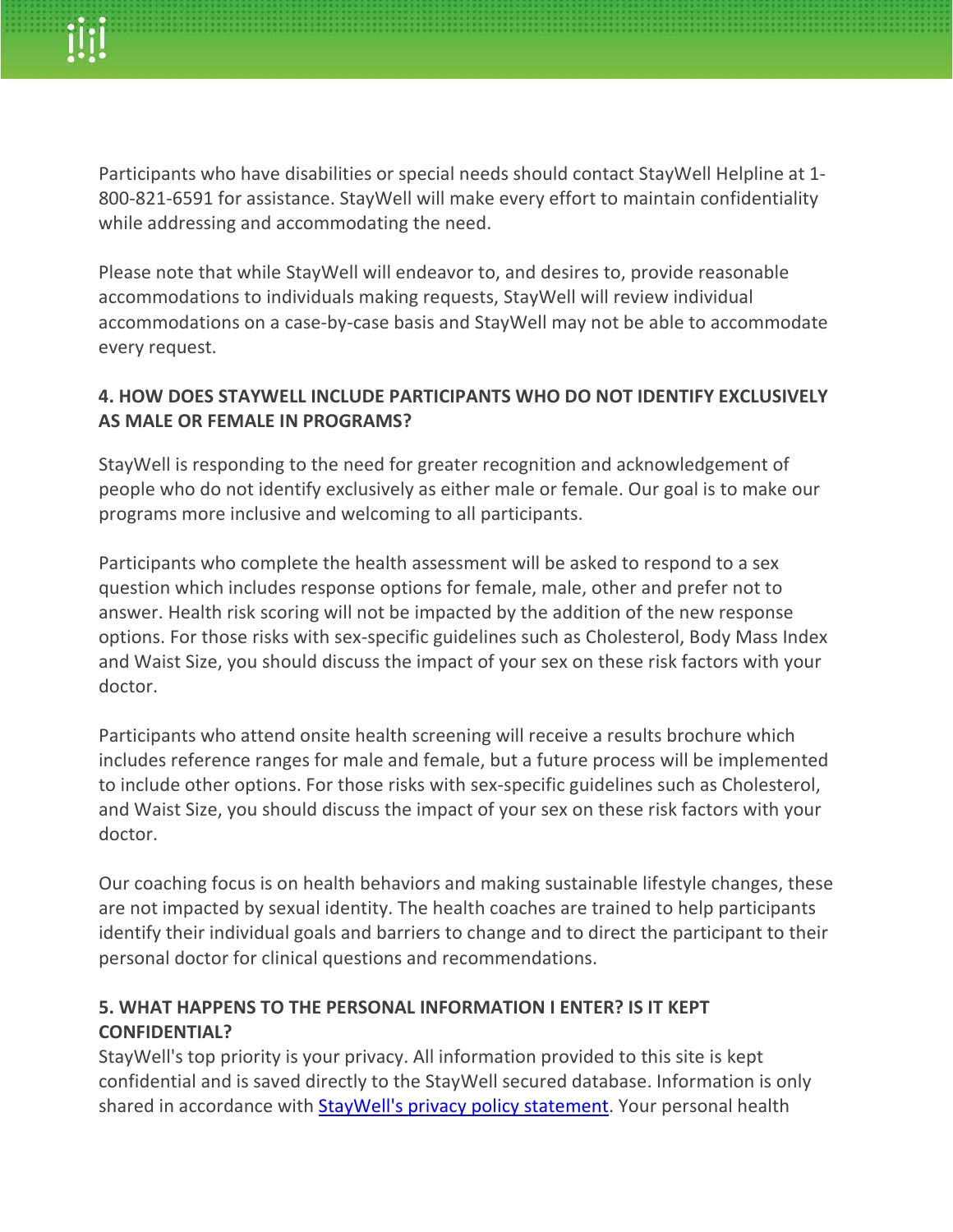Participants who have disabilities or special needs should contact StayWell Helpline at 1-800-821-6591 for assistance. StayWell will make every effort to maintain confidentiality while addressing and accommodating the need.

Please note that while StayWell will endeavor to, and desires to, provide reasonable accommodations to individuals making requests, StayWell will review individual accommodations on a case-by-case basis and StayWell may not be able to accommodate every request.

### 4. HOW DOES STAYWELL INCLUDE PARTICIPANTS WHO DO NOT IDENTIFY EXCLUSIVELY AS MALE OR FEMALE IN PROGRAMS?

StayWell is responding to the need for greater recognition and acknowledgement of people who do not identify exclusively as either male or female. Our goal is to make our programs more inclusive and welcoming to all participants.

Participants who complete the health assessment will be asked to respond to a sex question which includes response options for female, male, other and prefer not to answer. Health risk scoring will not be impacted by the addition of the new response options. For those risks with sex-specific guidelines such as Cholesterol, Body Mass Index and Waist Size, you should discuss the impact of your sex on these risk factors with your doctor.

Participants who attend onsite health screening will receive a results brochure which includes reference ranges for male and female, but a future process will be implemented to include other options. For those risks with sex-specific guidelines such as Cholesterol, and Waist Size, you should discuss the impact of your sex on these risk factors with your doctor.

Our coaching focus is on health behaviors and making sustainable lifestyle changes, these are not impacted by sexual identity. The health coaches are trained to help participants identify their individual goals and barriers to change and to direct the participant to their personal doctor for clinical questions and recommendations.

### 5. WHAT HAPPENS TO THE PERSONAL INFORMATION I ENTER? IS IT KEPT CONFIDENTIAL?

StayWell's top priority is your privacy. All information provided to this site is kept confidential and is saved directly to the StayWell secured database. Information is only shared in accordance with [StayWell's privacy policy statement](). Your personal health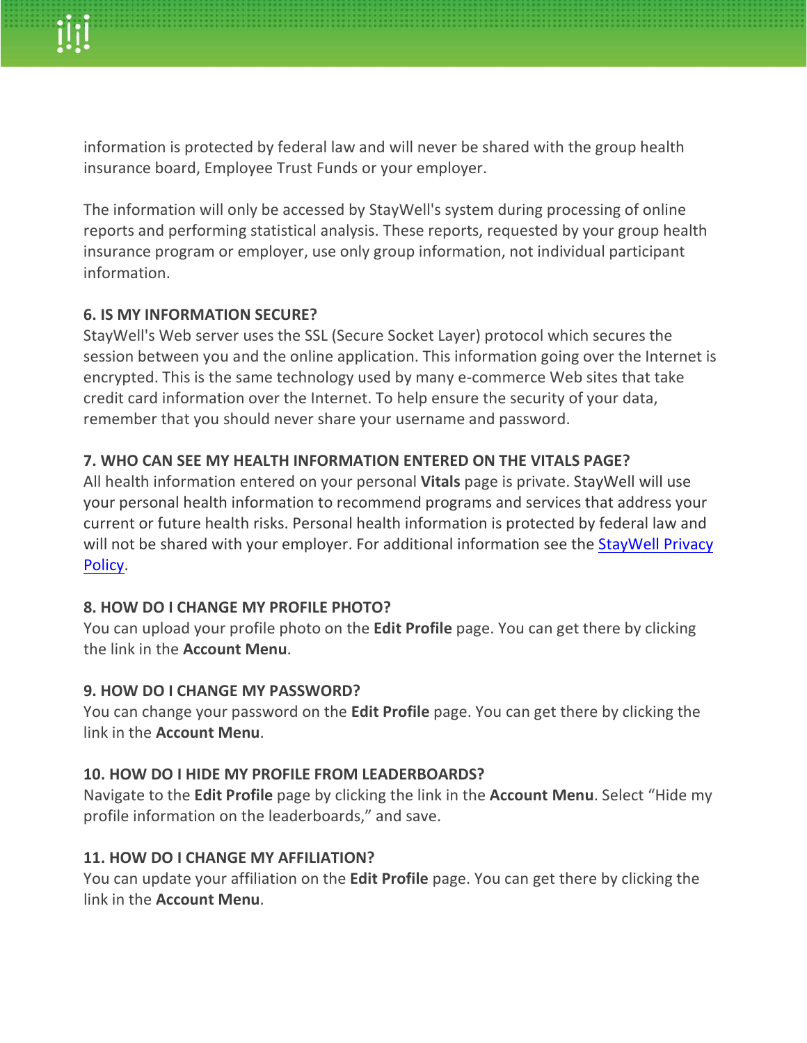information is protected by federal law and will never be shared with the group health insurance board, Employee Trust Funds or your employer.

The information will only be accessed by StayWell's system during processing of online reports and performing statistical analysis. These reports, requested by your group health insurance program or employer, use only group information, not individual participant information.

**6. IS MY INFORMATION SECURE?**

StayWell's Web server uses the SSL (Secure Socket Layer) protocol which secures the session between you and the online application. This information going over the Internet is encrypted. This is the same technology used by many e-commerce Web sites that take credit card information over the Internet. To help ensure the security of your data, remember that you should never share your username and password.

**7. WHO CAN SEE MY HEALTH INFORMATION ENTERED ON THE VITALS PAGE?**

All health information entered on your personal **Vitals** page is private. StayWell will use your personal health information to recommend programs and services that address your current or future health risks. Personal health information is protected by federal law and will not be shared with your employer. For additional information see the StayWell Privacy Policy.

**8. HOW DO I CHANGE MY PROFILE PHOTO?**

You can upload your profile photo on the **Edit Profile** page. You can get there by clicking the link in the **Account Menu**.

**9. HOW DO I CHANGE MY PASSWORD?**

You can change your password on the **Edit Profile** page. You can get there by clicking the link in the **Account Menu**.

**10. HOW DO I HIDE MY PROFILE FROM LEADERBOARDS?**

Navigate to the **Edit Profile** page by clicking the link in the **Account Menu**. Select "Hide my profile information on the leaderboards," and save.

**11. HOW DO I CHANGE MY AFFILIATION?**

You can update your affiliation on the **Edit Profile** page. You can get there by clicking the link in the **Account Menu**.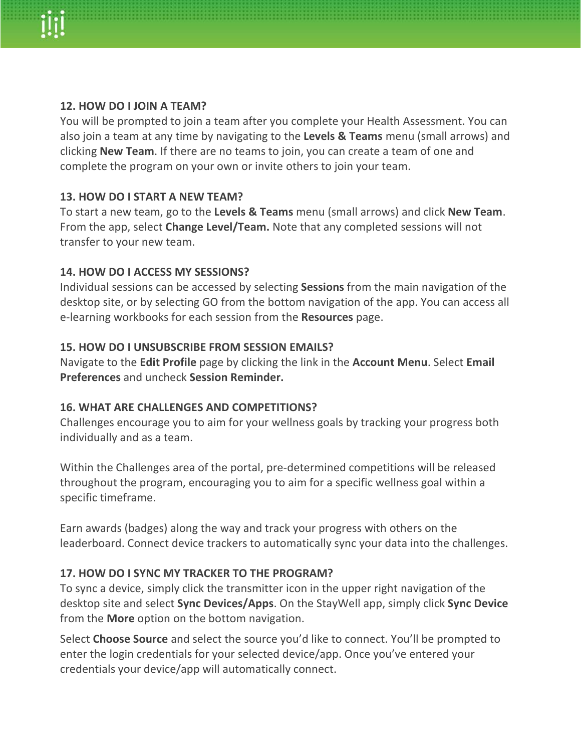### 12. HOW DO I JOIN A TEAM?

You will be prompted to join a team after you complete your Health Assessment. You can also join a team at any time by navigating to the **Levels & Teams** menu (small arrows) and clicking **New Team**. If there are no teams to join, you can create a team of one and complete the program on your own or invite others to join your team.

### 13. HOW DO I START A NEW TEAM?

To start a new team, go to the **Levels & Teams** menu (small arrows) and click **New Team**. From the app, select **Change Level/Team.** Note that any completed sessions will not transfer to your new team.

### 14. HOW DO I ACCESS MY SESSIONS?

Individual sessions can be accessed by selecting **Sessions** from the main navigation of the desktop site, or by selecting GO from the bottom navigation of the app. You can access all e-learning workbooks for each session from the **Resources** page.

### 15. HOW DO I UNSUBSCRIBE FROM SESSION EMAILS?

Navigate to the **Edit Profile** page by clicking the link in the **Account Menu**. Select **Email Preferences** and uncheck **Session Reminder.**

### 16. WHAT ARE CHALLENGES AND COMPETITIONS?

Challenges encourage you to aim for your wellness goals by tracking your progress both individually and as a team.

Within the Challenges area of the portal, pre-determined competitions will be released throughout the program, encouraging you to aim for a specific wellness goal within a specific timeframe.

Earn awards (badges) along the way and track your progress with others on the leaderboard. Connect device trackers to automatically sync your data into the challenges.

### 17. HOW DO I SYNC MY TRACKER TO THE PROGRAM?

To sync a device, simply click the transmitter icon in the upper right navigation of the desktop site and select **Sync Devices/Apps**. On the StayWell app, simply click **Sync Device** from the **More** option on the bottom navigation.

Select **Choose Source** and select the source you'd like to connect. You'll be prompted to enter the login credentials for your selected device/app. Once you've entered your credentials your device/app will automatically connect.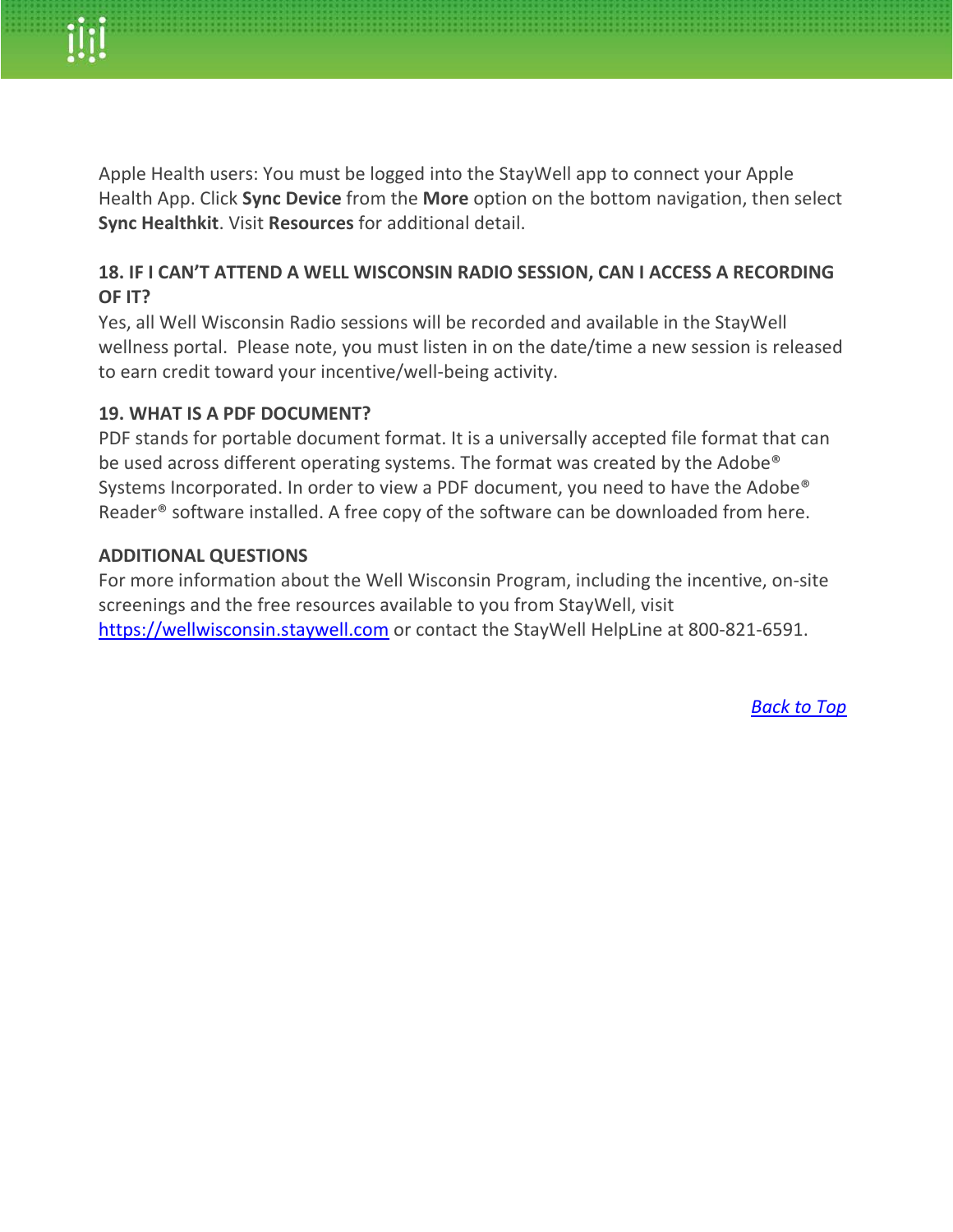Apple Health users: You must be logged into the StayWell app to connect your Apple Health App. Click **Sync Device** from the **More** option on the bottom navigation, then select **Sync Healthkit**. Visit **Resources** for additional detail.

### 18. IF I CAN'T ATTEND A WELL WISCONSIN RADIO SESSION, CAN I ACCESS A RECORDING OF IT?

Yes, all Well Wisconsin Radio sessions will be recorded and available in the StayWell wellness portal. Please note, you must listen in on the date/time a new session is released to earn credit toward your incentive/well-being activity.

### 19. WHAT IS A PDF DOCUMENT?

PDF stands for portable document format. It is a universally accepted file format that can be used across different operating systems. The format was created by the Adobe® Systems Incorporated. In order to view a PDF document, you need to have the Adobe® Reader® software installed. A free copy of the software can be downloaded from here.

### ADDITIONAL QUESTIONS

For more information about the Well Wisconsin Program, including the incentive, on-site screenings and the free resources available to you from StayWell, visit https://wellwisconsin.staywell.com or contact the StayWell HelpLine at 800-821-6591.

*Back to Top*